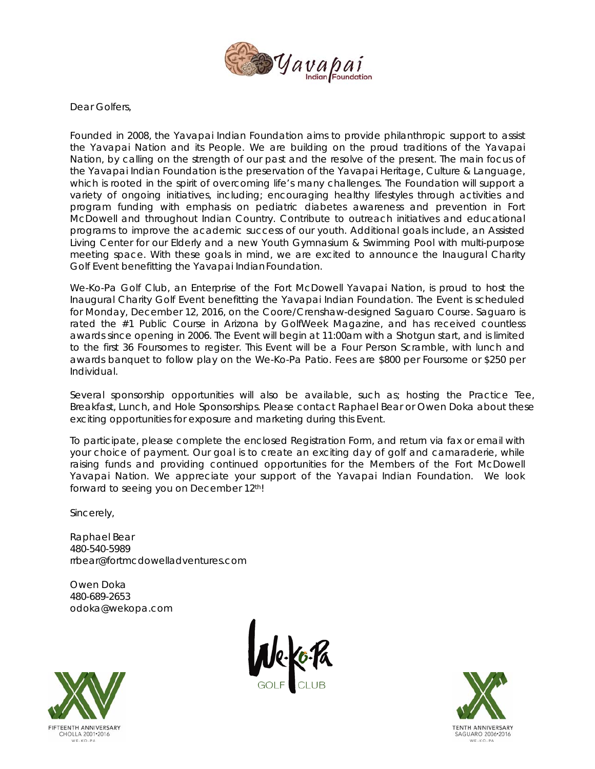Dear Golfers,

Founded in 2008, the Yavapai Indian Foundation aims to provide philanthropic support to assist the Yavapai Nation and its People. We are building on the proud traditions of the Yavapai Nation, by calling on the strength of our past and the resolve of the present. The main focus of the Yavapai Indian Foundation is the preservation of the Yavapai Heritage, Culture & Language, which is rooted in the spirit of overcoming life's many challenges. The Foundation will support a variety of ongoing initiatives, including; encouraging healthy lifestyles through activities and program funding with emphasis on pediatric diabetes awareness and prevention in Fort McDowell and throughout Indian Country. Contribute to outreach initiatives and educational programs to improve the academic success of our youth. Additional goals include, an Assisted Living Center for our Elderly and a new Youth Gymnasium & Swimming Pool with multi-purpose meeting space. With these goals in mind, we are excited to announce the Inaugural Charity Golf Event benefitting the Yavapai Indian Foundation.

We-Ko-Pa Golf Club, an Enterprise of the Fort McDowell Yavapai Nation, is proud to host the Inaugural Charity Golf Event benefitting the Yavapai Indian Foundation. The Event is scheduled for Monday, December 12, 2016, on the Coore/Crenshaw-designed Saguaro Course. Saguaro is rated the #1 Public Course in Arizona by GolfWeek Magazine, and has received countless awards since opening in 2006. The Event will begin at 11:00am with a Shotgun start, and is limited to the first 36 Foursomes to register. This Event will be a Four Person Scramble, with lunch and awards banquet to follow play on the We-Ko-Pa Patio. Fees are $800 per Foursome or $250 per Individual.

Several sponsorship opportunities will also be available, such as; hosting the Practice Tee, Breakfast, Lunch, and Hole Sponsorships. Please contact Raphael Bear or Owen Doka about these exciting opportunities for exposure and marketing during this Event.

To participate, please complete the enclosed Registration Form, and return via fax or email with your choice of payment. Our goal is to create an exciting day of golf and camaraderie, while raising funds and providing continued opportunities for the Members of the Fort McDowell Yavapai Nation. We appreciate your support of the Yavapai Indian Foundation. We look forward to seeing you on December 12th!

Sincerely,

Raphael Bear
480-540-5989
rrbear@fortmcdowelladventures.com

Owen Doka
480-689-2653
odoka@wekopa.com

FIFTEENTH ANNIVERSARY
CHOLLA 2001•2016

TENTH ANNIVERSARY
SAGUARO 2006•2016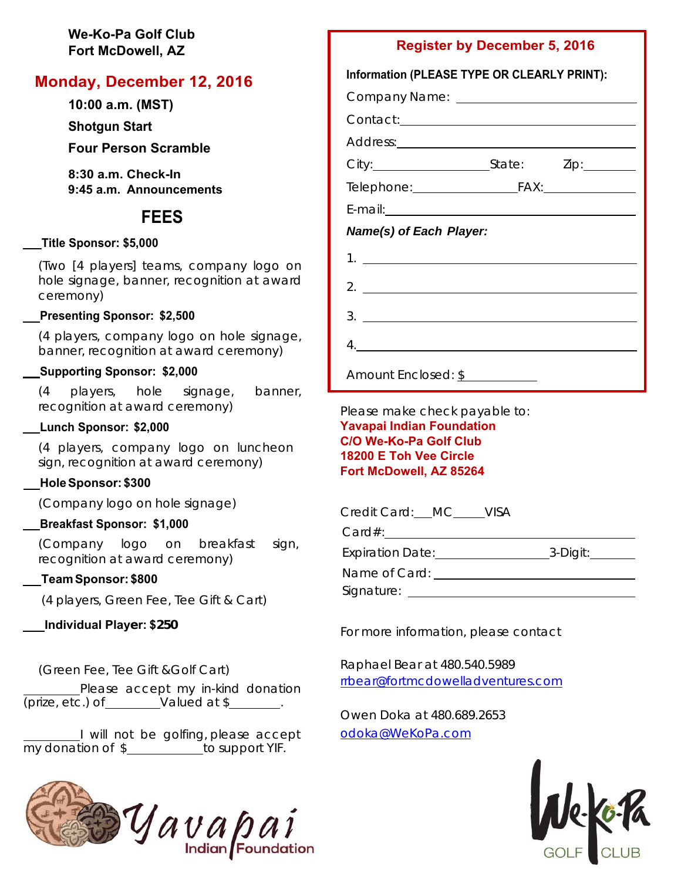**We-Ko-Pa Golf Club**
**Fort McDowell, AZ**

## Monday, December 12, 2016

**10:00 a.m. (MST)**

**Shotgun Start**

**Four Person Scramble**

**8:30 a.m. Check-In**
**9:45 a.m. Announcements**

## FEES

___**Title Sponsor: $5,000**

(Two [4 players] teams, company logo on hole signage, banner, recognition at award ceremony)

___**Presenting Sponsor: $2,500**

(4 players, company logo on hole signage, banner, recognition at award ceremony)

___**Supporting Sponsor: $2,000**

(4 players, hole signage, banner, recognition at award ceremony)

___**Lunch Sponsor: $2,000**

(4 players, company logo on luncheon sign, recognition at award ceremony)

___**Hole Sponsor: $300**

(Company logo on hole signage)

___**Breakfast Sponsor: $1,000**

(Company logo on breakfast sign, recognition at award ceremony)

___**Team Sponsor: $800**

(4 players, Green Fee, Tee Gift & Cart)

___**Individual Player: $250**

(Green Fee, Tee Gift &Golf Cart)

________Please accept my in-kind donation (prize, etc.) of________Valued at $________.

________I will not be golfing, please accept my donation of $___________to support YIF.

Yavapai Indian Foundation

## Register by December 5, 2016

**Information (PLEASE TYPE OR CLEARLY PRINT):**

Company Name: ________________________

Contact: ________________________

Address: ________________________

City: ____________ State: ______ Zip: ________

Telephone: ____________ FAX: ____________

E-mail: ________________________

***Name(s) of Each Player:***

1. ________________________
2. ________________________
3. ________________________
4. ________________________

Amount Enclosed: $__________

Please make check payable to:
**Yavapai Indian Foundation**
**C/O We-Ko-Pa Golf Club**
**18200 E Toh Vee Circle**
**Fort McDowell, AZ 85264**

Credit Card: ___MC_____VISA

Card#: ________________________

Expiration Date: ______________ 3-Digit: ________

Name of Card: ________________________

Signature: ________________________

For more information, please contact

Raphael Bear at 480.540.5989
rbear@fortmcdowelladventures.com

Owen Doka at 480.689.2653
odoka@WeKoPa.com

We-Ko-Pa GOLF CLUB